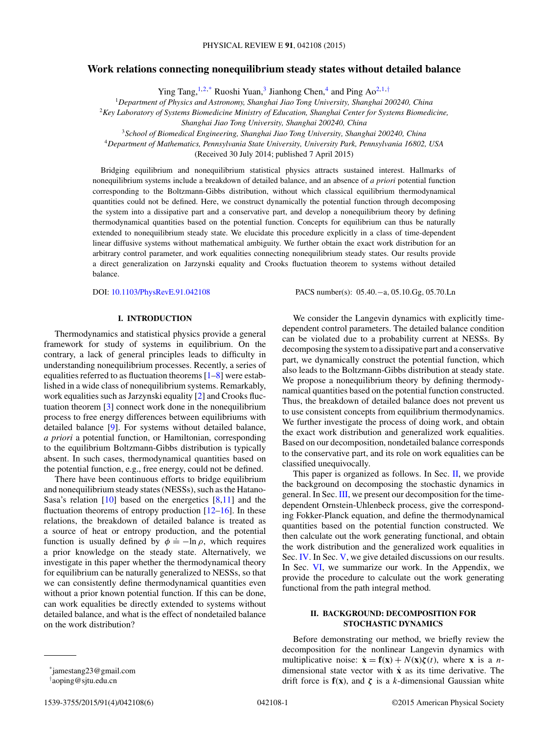# Work relations connecting nonequilibrium steady states without detailed balance

Ying Tang,[1,2,*] Ruoshi Yuan,[3] Jianhong Chen,[4] and Ping Ao[2,1,†]

[1]*Department of Physics and Astronomy, Shanghai Jiao Tong University, Shanghai 200240, China*
[2]*Key Laboratory of Systems Biomedicine Ministry of Education, Shanghai Center for Systems Biomedicine, Shanghai Jiao Tong University, Shanghai 200240, China*
[3]*School of Biomedical Engineering, Shanghai Jiao Tong University, Shanghai 200240, China*
[4]*Department of Mathematics, Pennsylvania State University, University Park, Pennsylvania 16802, USA*

(Received 30 July 2014; published 7 April 2015)

Bridging equilibrium and nonequilibrium statistical physics attracts sustained interest. Hallmarks of nonequilibrium systems include a breakdown of detailed balance, and an absence of *a priori* potential function corresponding to the Boltzmann-Gibbs distribution, without which classical equilibrium thermodynamical quantities could not be defined. Here, we construct dynamically the potential function through decomposing the system into a dissipative part and a conservative part, and develop a nonequilibrium theory by defining thermodynamical quantities based on the potential function. Concepts for equilibrium can thus be naturally extended to nonequilibrium steady state. We elucidate this procedure explicitly in a class of time-dependent linear diffusive systems without mathematical ambiguity. We further obtain the exact work distribution for an arbitrary control parameter, and work equalities connecting nonequilibrium steady states. Our results provide a direct generalization on Jarzynski equality and Crooks fluctuation theorem to systems without detailed balance.

DOI: 10.1103/PhysRevE.91.042108 PACS number(s): 05.40.−a, 05.10.Gg, 05.70.Ln

## I. INTRODUCTION

Thermodynamics and statistical physics provide a general framework for study of systems in equilibrium. On the contrary, a lack of general principles leads to difficulty in understanding nonequilibrium processes. Recently, a series of equalities referred to as fluctuation theorems [1–8] were established in a wide class of nonequilibrium systems. Remarkably, work equalities such as Jarzynski equality [2] and Crooks fluctuation theorem [3] connect work done in the nonequilibrium process to free energy differences between equilibriums with detailed balance [9]. For systems without detailed balance, *a priori* a potential function, or Hamiltonian, corresponding to the equilibrium Boltzmann-Gibbs distribution is typically absent. In such cases, thermodynamical quantities based on the potential function, e.g., free energy, could not be defined.

There have been continuous efforts to bridge equilibrium and nonequilibrium steady states (NESSs), such as the Hatano-Sasa's relation [10] based on the energetics [8,11] and the fluctuation theorems of entropy production [12–16]. In these relations, the breakdown of detailed balance is treated as a source of heat or entropy production, and the potential function is usually defined by $\phi \doteq -\ln \rho$, which requires a prior knowledge on the steady state. Alternatively, we investigate in this paper whether the thermodynamical theory for equilibrium can be naturally generalized to NESSs, so that we can consistently define thermodynamical quantities even without a prior known potential function. If this can be done, can work equalities be directly extended to systems without detailed balance, and what is the effect of nondetailed balance on the work distribution?

We consider the Langevin dynamics with explicitly time-dependent control parameters. The detailed balance condition can be violated due to a probability current at NESSs. By decomposing the system to a dissipative part and a conservative part, we dynamically construct the potential function, which also leads to the Boltzmann-Gibbs distribution at steady state. We propose a nonequilibrium theory by defining thermodynamical quantities based on the potential function constructed. Thus, the breakdown of detailed balance does not prevent us to use consistent concepts from equilibrium thermodynamics. We further investigate the process of doing work, and obtain the exact work distribution and generalized work equalities. Based on our decomposition, nondetailed balance corresponds to the conservative part, and its role on work equalities can be classified unequivocally.

This paper is organized as follows. In Sec. II, we provide the background on decomposing the stochastic dynamics in general. In Sec. III, we present our decomposition for the time-dependent Ornstein-Uhlenbeck process, give the corresponding Fokker-Planck equation, and define the thermodynamical quantities based on the potential function constructed. We then calculate out the work generating functional, and obtain the work distribution and the generalized work equalities in Sec. IV. In Sec. V, we give detailed discussions on our results. In Sec. VI, we summarize our work. In the Appendix, we provide the procedure to calculate out the work generating functional from the path integral method.

## II. BACKGROUND: DECOMPOSITION FOR STOCHASTIC DYNAMICS

Before demonstrating our method, we briefly review the decomposition for the nonlinear Langevin dynamics with multiplicative noise: $\dot{\mathbf{x}} = \mathbf{f}(\mathbf{x}) + N(\mathbf{x})\boldsymbol{\zeta}(t)$, where $\mathbf{x}$ is a $n$-dimensional state vector with $\dot{\mathbf{x}}$ as its time derivative. The drift force is $\mathbf{f}(\mathbf{x})$, and $\boldsymbol{\zeta}$ is a $k$-dimensional Gaussian white

*jamestang23@gmail.com
†aoping@sjtu.edu.cn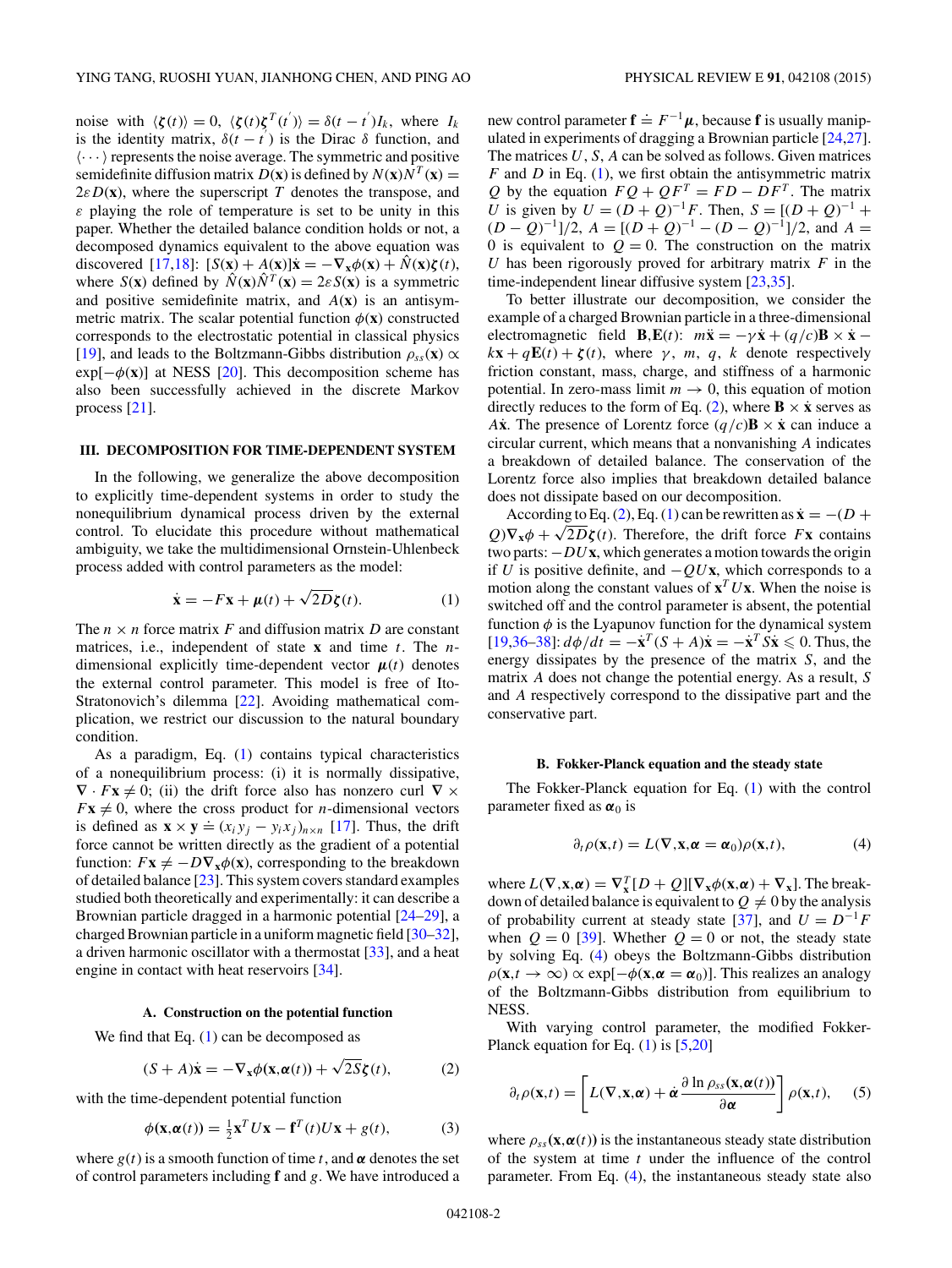noise with $\langle \boldsymbol{\zeta}(t)\rangle = 0$, $\langle \boldsymbol{\zeta}(t)\boldsymbol{\zeta}^T(t')\rangle = \delta(t-t')I_k$, where $I_k$ is the identity matrix, $\delta(t-t')$ is the Dirac $\delta$ function, and $\langle\cdots\rangle$ represents the noise average. The symmetric and positive semidefinite diffusion matrix $D(\mathbf{x})$ is defined by $N(\mathbf{x})N^T(\mathbf{x}) = 2\varepsilon D(\mathbf{x})$, where the superscript $T$ denotes the transpose, and $\varepsilon$ playing the role of temperature is set to be unity in this paper. Whether the detailed balance condition holds or not, a decomposed dynamics equivalent to the above equation was discovered [17,18]: $[S(\mathbf{x}) + A(\mathbf{x})]\dot{\mathbf{x}} = -\nabla_{\mathbf{x}}\phi(\mathbf{x}) + \hat{N}(\mathbf{x})\boldsymbol{\zeta}(t)$, where $S(\mathbf{x})$ defined by $\hat{N}(\mathbf{x})\hat{N}^T(\mathbf{x}) = 2\varepsilon S(\mathbf{x})$ is a symmetric and positive semidefinite matrix, and $A(\mathbf{x})$ is an antisymmetric matrix. The scalar potential function $\phi(\mathbf{x})$ constructed corresponds to the electrostatic potential in classical physics [19], and leads to the Boltzmann-Gibbs distribution $\rho_{ss}(\mathbf{x}) \propto \exp[-\phi(\mathbf{x})]$ at NESS [20]. This decomposition scheme has also been successfully achieved in the discrete Markov process [21].

## III. DECOMPOSITION FOR TIME-DEPENDENT SYSTEM

In the following, we generalize the above decomposition to explicitly time-dependent systems in order to study the nonequilibrium dynamical process driven by the external control. To elucidate this procedure without mathematical ambiguity, we take the multidimensional Ornstein-Uhlenbeck process added with control parameters as the model:

$$\dot{\mathbf{x}} = -F\mathbf{x} + \boldsymbol{\mu}(t) + \sqrt{2D}\boldsymbol{\zeta}(t). \tag{1}$$

The $n \times n$ force matrix $F$ and diffusion matrix $D$ are constant matrices, i.e., independent of state $\mathbf{x}$ and time $t$. The $n$-dimensional explicitly time-dependent vector $\boldsymbol{\mu}(t)$ denotes the external control parameter. This model is free of Ito-Stratonovich's dilemma [22]. Avoiding mathematical complication, we restrict our discussion to the natural boundary condition.

As a paradigm, Eq. (1) contains typical characteristics of a nonequilibrium process: (i) it is normally dissipative, $\nabla \cdot F\mathbf{x} \neq 0$; (ii) the drift force also has nonzero curl $\nabla \times F\mathbf{x} \neq 0$, where the cross product for $n$-dimensional vectors is defined as $\mathbf{x}\times\mathbf{y} \doteq (x_i y_j - y_i x_j)_{n\times n}$ [17]. Thus, the drift force cannot be written directly as the gradient of a potential function: $F\mathbf{x} \neq -D\nabla_{\mathbf{x}}\phi(\mathbf{x})$, corresponding to the breakdown of detailed balance [23]. This system covers standard examples studied both theoretically and experimentally: it can describe a Brownian particle dragged in a harmonic potential [24–29], a charged Brownian particle in a uniform magnetic field [30–32], a driven harmonic oscillator with a thermostat [33], and a heat engine in contact with heat reservoirs [34].

### A. Construction on the potential function

We find that Eq. (1) can be decomposed as

$$(S + A)\dot{\mathbf{x}} = -\nabla_{\mathbf{x}}\phi(\mathbf{x},\boldsymbol{\alpha}(t)) + \sqrt{2S}\boldsymbol{\zeta}(t), \tag{2}$$

with the time-dependent potential function

$$\phi(\mathbf{x},\boldsymbol{\alpha}(t)) = \tfrac{1}{2}\mathbf{x}^T U\mathbf{x} - \mathbf{f}^T(t)U\mathbf{x} + g(t), \tag{3}$$

where $g(t)$ is a smooth function of time $t$, and $\boldsymbol{\alpha}$ denotes the set of control parameters including $\mathbf{f}$ and $g$. We have introduced a new control parameter $\mathbf{f} \doteq F^{-1}\boldsymbol{\mu}$, because $\mathbf{f}$ is usually manipulated in experiments of dragging a Brownian particle [24,27]. The matrices $U$, $S$, $A$ can be solved as follows. Given matrices $F$ and $D$ in Eq. (1), we first obtain the antisymmetric matrix $Q$ by the equation $FQ + QF^T = FD - DF^T$. The matrix $U$ is given by $U = (D+Q)^{-1}F$. Then, $S = [(D+Q)^{-1} + (D-Q)^{-1}]/2$, $A = [(D+Q)^{-1} - (D-Q)^{-1}]/2$, and $A = 0$ is equivalent to $Q = 0$. The construction on the matrix $U$ has been rigorously proved for arbitrary matrix $F$ in the time-independent linear diffusive system [23,35].

To better illustrate our decomposition, we consider the example of a charged Brownian particle in a three-dimensional electromagnetic field $\mathbf{B},\mathbf{E}(t)$: $m\ddot{\mathbf{x}} = -\gamma\dot{\mathbf{x}} + (q/c)\mathbf{B}\times\dot{\mathbf{x}} - k\mathbf{x} + q\mathbf{E}(t) + \boldsymbol{\zeta}(t)$, where $\gamma$, $m$, $q$, $k$ denote respectively friction constant, mass, charge, and stiffness of a harmonic potential. In zero-mass limit $m \to 0$, this equation of motion directly reduces to the form of Eq. (2), where $\mathbf{B}\times\dot{\mathbf{x}}$ serves as $A\dot{\mathbf{x}}$. The presence of Lorentz force $(q/c)\mathbf{B}\times\dot{\mathbf{x}}$ can induce a circular current, which means that a nonvanishing $A$ indicates a breakdown of detailed balance. The conservation of the Lorentz force also implies that breakdown detailed balance does not dissipate based on our decomposition.

According to Eq. (2), Eq. (1) can be rewritten as $\dot{\mathbf{x}} = -(D + Q)\nabla_{\mathbf{x}}\phi + \sqrt{2D}\boldsymbol{\zeta}(t)$. Therefore, the drift force $F\mathbf{x}$ contains two parts: $-DU\mathbf{x}$, which generates a motion towards the origin if $U$ is positive definite, and $-QU\mathbf{x}$, which corresponds to a motion along the constant values of $\mathbf{x}^T U\mathbf{x}$. When the noise is switched off and the control parameter is absent, the potential function $\phi$ is the Lyapunov function for the dynamical system [19,36–38]: $d\phi/dt = -\dot{\mathbf{x}}^T(S + A)\dot{\mathbf{x}} = -\dot{\mathbf{x}}^T S\dot{\mathbf{x}} \leqslant 0$. Thus, the energy dissipates by the presence of the matrix $S$, and the matrix $A$ does not change the potential energy. As a result, $S$ and $A$ respectively correspond to the dissipative part and the conservative part.

### B. Fokker-Planck equation and the steady state

The Fokker-Planck equation for Eq. (1) with the control parameter fixed as $\boldsymbol{\alpha}_0$ is

$$\partial_t\rho(\mathbf{x},t) = L(\nabla,\mathbf{x},\boldsymbol{\alpha} = \boldsymbol{\alpha}_0)\rho(\mathbf{x},t), \tag{4}$$

where $L(\nabla,\mathbf{x},\boldsymbol{\alpha}) = \nabla_{\mathbf{x}}^T[D + Q][\nabla_{\mathbf{x}}\phi(\mathbf{x},\boldsymbol{\alpha}) + \nabla_{\mathbf{x}}]$. The breakdown of detailed balance is equivalent to $Q \neq 0$ by the analysis of probability current at steady state [37], and $U = D^{-1}F$ when $Q = 0$ [39]. Whether $Q = 0$ or not, the steady state by solving Eq. (4) obeys the Boltzmann-Gibbs distribution $\rho(\mathbf{x},t\to\infty) \propto \exp[-\phi(\mathbf{x},\boldsymbol{\alpha} = \boldsymbol{\alpha}_0)]$. This realizes an analogy of the Boltzmann-Gibbs distribution from equilibrium to NESS.

With varying control parameter, the modified Fokker-Planck equation for Eq. (1) is [5,20]

$$\partial_t\rho(\mathbf{x},t) = \left[L(\nabla,\mathbf{x},\boldsymbol{\alpha}) + \dot{\boldsymbol{\alpha}}\frac{\partial \ln\rho_{ss}(\mathbf{x},\boldsymbol{\alpha}(t))}{\partial\boldsymbol{\alpha}}\right]\rho(\mathbf{x},t), \tag{5}$$

where $\rho_{ss}(\mathbf{x},\boldsymbol{\alpha}(t))$ is the instantaneous steady state distribution of the system at time $t$ under the influence of the control parameter. From Eq. (4), the instantaneous steady state also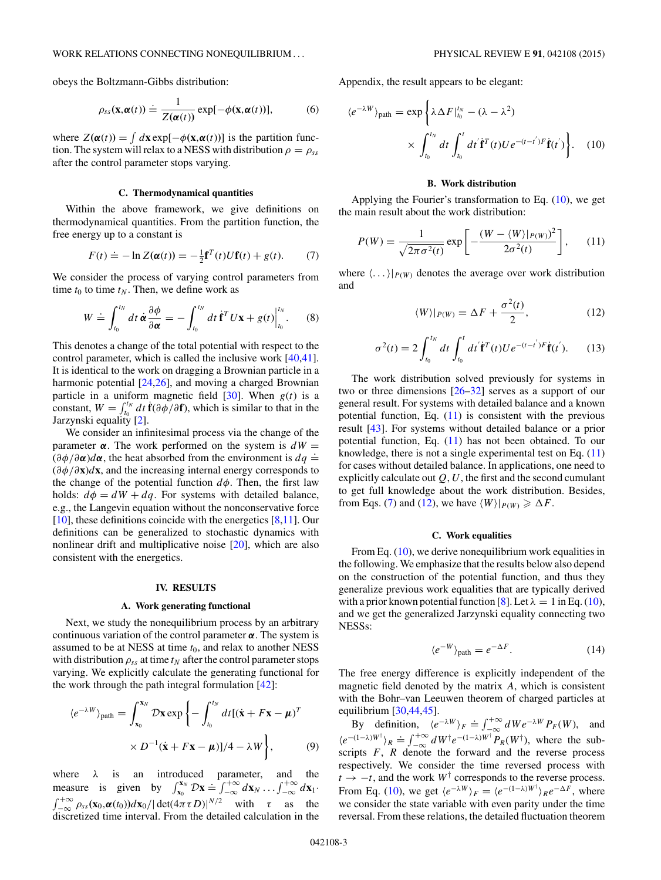obeys the Boltzmann-Gibbs distribution:

$$\rho_{ss}(\mathbf{x},\boldsymbol{\alpha}(t)) \doteq \frac{1}{Z(\boldsymbol{\alpha}(t))} \exp[-\phi(\mathbf{x},\boldsymbol{\alpha}(t))], \tag{6}$$

where $Z(\boldsymbol{\alpha}(t)) = \int d\mathbf{x} \exp[-\phi(\mathbf{x},\boldsymbol{\alpha}(t))]$ is the partition function. The system will relax to a NESS with distribution $\rho = \rho_{ss}$ after the control parameter stops varying.

### C. Thermodynamical quantities

Within the above framework, we give definitions on thermodynamical quantities. From the partition function, the free energy up to a constant is

$$F(t) \doteq -\ln Z(\boldsymbol{\alpha}(t)) = -\tfrac{1}{2}\mathbf{f}^T(t)U\mathbf{f}(t) + g(t). \tag{7}$$

We consider the process of varying control parameters from time $t_0$ to time $t_N$. Then, we define work as

$$W \doteq \int_{t_0}^{t_N} dt\, \dot{\boldsymbol{\alpha}} \frac{\partial \phi}{\partial \boldsymbol{\alpha}} = -\int_{t_0}^{t_N} dt\, \dot{\mathbf{f}}^T U\mathbf{x} + g(t)\Big|_{t_0}^{t_N}. \tag{8}$$

This denotes a change of the total potential with respect to the control parameter, which is called the inclusive work [40,41]. It is identical to the work on dragging a Brownian particle in a harmonic potential [24,26], and moving a charged Brownian particle in a uniform magnetic field [30]. When $g(t)$ is a constant, $W = \int_{t_0}^{t_N} dt\, \dot{\mathbf{f}}(\partial\phi/\partial\mathbf{f})$, which is similar to that in the Jarzynski equality [2].

We consider an infinitesimal process via the change of the parameter $\boldsymbol{\alpha}$. The work performed on the system is $dW = (\partial\phi/\partial\boldsymbol{\alpha})d\boldsymbol{\alpha}$, the heat absorbed from the environment is $dq \doteq (\partial\phi/\partial\mathbf{x})d\mathbf{x}$, and the increasing internal energy corresponds to the change of the potential function $d\phi$. Then, the first law holds: $d\phi = dW + dq$. For systems with detailed balance, e.g., the Langevin equation without the nonconservative force [10], these definitions coincide with the energetics [8,11]. Our definitions can be generalized to stochastic dynamics with nonlinear drift and multiplicative noise [20], which are also consistent with the energetics.

## IV. RESULTS

### A. Work generating functional

Next, we study the nonequilibrium process by an arbitrary continuous variation of the control parameter $\boldsymbol{\alpha}$. The system is assumed to be at NESS at time $t_0$, and relax to another NESS with distribution $\rho_{ss}$ at time $t_N$ after the control parameter stops varying. We explicitly calculate the generating functional for the work through the path integral formulation [42]:

$$\langle e^{-\lambda W}\rangle_{\text{path}} = \int_{\mathbf{x}_0}^{\mathbf{x}_N} \mathcal{D}\mathbf{x} \exp\left\{-\int_{t_0}^{t_N} dt[(\dot{\mathbf{x}} + F\mathbf{x} - \boldsymbol{\mu})^T D^{-1}(\dot{\mathbf{x}} + F\mathbf{x} - \boldsymbol{\mu})]/4 - \lambda W\right\}, \tag{9}$$

where $\lambda$ is an introduced parameter, and the measure is given by $\int_{\mathbf{x}_0}^{\mathbf{x}_N} \mathcal{D}\mathbf{x} \doteq \int_{-\infty}^{+\infty} d\mathbf{x}_N \ldots \int_{-\infty}^{+\infty} d\mathbf{x}_1 \cdot \int_{-\infty}^{+\infty} \rho_{ss}(\mathbf{x}_0,\boldsymbol{\alpha}(t_0))d\mathbf{x}_0/|\det(4\pi\tau D)|^{N/2}$ with $\tau$ as the discretized time interval. From the detailed calculation in the Appendix, the result appears to be elegant:

$$\langle e^{-\lambda W}\rangle_{\text{path}} = \exp\left\{\lambda\Delta F|_{t_0}^{t_N} - (\lambda - \lambda^2) \times \int_{t_0}^{t_N} dt \int_{t_0}^{t} dt' \dot{\mathbf{f}}^T(t) U e^{-(t-t')F} \dot{\mathbf{f}}(t')\right\}. \tag{10}$$

### B. Work distribution

Applying the Fourier's transformation to Eq. (10), we get the main result about the work distribution:

$$P(W) = \frac{1}{\sqrt{2\pi\sigma^2(t)}} \exp\left[-\frac{(W - \langle W\rangle|_{P(W)})^2}{2\sigma^2(t)}\right], \tag{11}$$

where $\langle \ldots \rangle|_{P(W)}$ denotes the average over work distribution and

$$\langle W\rangle|_{P(W)} = \Delta F + \frac{\sigma^2(t)}{2}, \tag{12}$$

$$\sigma^2(t) = 2\int_{t_0}^{t_N} dt \int_{t_0}^{t} dt' \dot{\mathbf{f}}^T(t) U e^{-(t-t')F} \dot{\mathbf{f}}(t'). \tag{13}$$

The work distribution solved previously for systems in two or three dimensions [26–32] serves as a support of our general result. For systems with detailed balance and a known potential function, Eq. (11) is consistent with the previous result [43]. For systems without detailed balance or a prior potential function, Eq. (11) has not been obtained. To our knowledge, there is not a single experimental test on Eq. (11) for cases without detailed balance. In applications, one need to explicitly calculate out $Q, U$, the first and the second cumulant to get full knowledge about the work distribution. Besides, from Eqs. (7) and (12), we have $\langle W\rangle|_{P(W)} \geqslant \Delta F$.

### C. Work equalities

From Eq. (10), we derive nonequilibrium work equalities in the following. We emphasize that the results below also depend on the construction of the potential function, and thus they generalize previous work equalities that are typically derived with a prior known potential function [8]. Let $\lambda = 1$ in Eq. (10), and we get the generalized Jarzynski equality connecting two NESSs:

$$\langle e^{-W}\rangle_{\text{path}} = e^{-\Delta F}. \tag{14}$$

The free energy difference is explicitly independent of the magnetic field denoted by the matrix $A$, which is consistent with the Bohr–van Leeuwen theorem of charged particles at equilibrium [30,44,45].

By definition, $\langle e^{-\lambda W}\rangle_F \doteq \int_{-\infty}^{+\infty} dW e^{-\lambda W} P_F(W)$, and $\langle e^{-(1-\lambda)W^\dagger}\rangle_R \doteq \int_{-\infty}^{+\infty} dW^\dagger e^{-(1-\lambda)W^\dagger} P_R(W^\dagger)$, where the subscripts $F$, $R$ denote the forward and the reverse process respectively. We consider the time reversed process with $t \to -t$, and the work $W^\dagger$ corresponds to the reverse process. From Eq. (10), we get $\langle e^{-\lambda W}\rangle_F = \langle e^{-(1-\lambda)W^\dagger}\rangle_R e^{-\Delta F}$, where we consider the state variable with even parity under the time reversal. From these relations, the detailed fluctuation theorem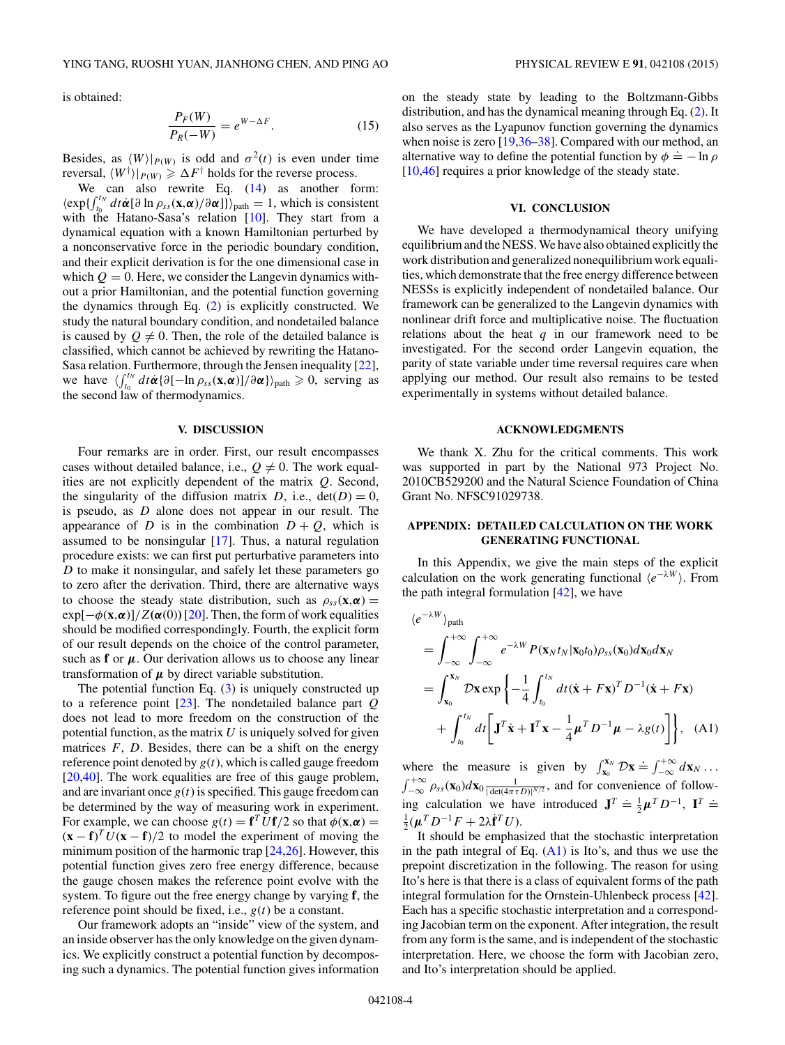is obtained:

$$\frac{P_F(W)}{P_R(-W)} = e^{W-\Delta F}. \tag{15}$$

Besides, as $\langle W \rangle|_{P(W)}$ is odd and $\sigma^2(t)$ is even under time reversal, $\langle W^\dagger \rangle|_{P(W)} \geqslant \Delta F^\dagger$ holds for the reverse process.

We can also rewrite Eq. (14) as another form: $\langle \exp\{\int_{t_0}^{t_N} dt \dot{\boldsymbol{\alpha}}[\partial \ln \rho_{ss}(\mathbf{x},\boldsymbol{\alpha})/\partial \boldsymbol{\alpha}]\}\rangle_{\text{path}} = 1$, which is consistent with the Hatano-Sasa's relation [10]. They start from a dynamical equation with a known Hamiltonian perturbed by a nonconservative force in the periodic boundary condition, and their explicit derivation is for the one dimensional case in which $Q = 0$. Here, we consider the Langevin dynamics without a prior Hamiltonian, and the potential function governing the dynamics through Eq. (2) is explicitly constructed. We study the natural boundary condition, and nondetailed balance is caused by $Q \neq 0$. Then, the role of the detailed balance is classified, which cannot be achieved by rewriting the Hatano-Sasa relation. Furthermore, through the Jensen inequality [22], we have $\langle \int_{t_0}^{t_N} dt \dot{\boldsymbol{\alpha}}\{\partial[-\ln \rho_{ss}(\mathbf{x},\boldsymbol{\alpha})]/\partial \boldsymbol{\alpha}\}\rangle_{\text{path}} \geqslant 0$, serving as the second law of thermodynamics.

## V. DISCUSSION

Four remarks are in order. First, our result encompasses cases without detailed balance, i.e., $Q \neq 0$. The work equalities are not explicitly dependent of the matrix $Q$. Second, the singularity of the diffusion matrix $D$, i.e., $\det(D) = 0$, is pseudo, as $D$ alone does not appear in our result. The appearance of $D$ is in the combination $D + Q$, which is assumed to be nonsingular [17]. Thus, a natural regulation procedure exists: we can first put perturbative parameters into $D$ to make it nonsingular, and safely let these parameters go to zero after the derivation. Third, there are alternative ways to choose the steady state distribution, such as $\rho_{ss}(\mathbf{x},\boldsymbol{\alpha}) = \exp[-\phi(\mathbf{x},\boldsymbol{\alpha})]/Z(\boldsymbol{\alpha}(0))$ [20]. Then, the form of work equalities should be modified correspondingly. Fourth, the explicit form of our result depends on the choice of the control parameter, such as $\mathbf{f}$ or $\boldsymbol{\mu}$. Our derivation allows us to choose any linear transformation of $\boldsymbol{\mu}$ by direct variable substitution.

The potential function Eq. (3) is uniquely constructed up to a reference point [23]. The nondetailed balance part $Q$ does not lead to more freedom on the construction of the potential function, as the matrix $U$ is uniquely solved for given matrices $F$, $D$. Besides, there can be a shift on the energy reference point denoted by $g(t)$, which is called gauge freedom [20,40]. The work equalities are free of this gauge problem, and are invariant once $g(t)$ is specified. This gauge freedom can be determined by the way of measuring work in experiment. For example, we can choose $g(t) = \mathbf{f}^T U \mathbf{f}/2$ so that $\phi(\mathbf{x},\boldsymbol{\alpha}) = (\mathbf{x}-\mathbf{f})^T U (\mathbf{x}-\mathbf{f})/2$ to model the experiment of moving the minimum position of the harmonic trap [24,26]. However, this potential function gives zero free energy difference, because the gauge chosen makes the reference point evolve with the system. To figure out the free energy change by varying $\mathbf{f}$, the reference point should be fixed, i.e., $g(t)$ be a constant.

Our framework adopts an "inside" view of the system, and an inside observer has the only knowledge on the given dynamics. We explicitly construct a potential function by decomposing such a dynamics. The potential function gives information on the steady state by leading to the Boltzmann-Gibbs distribution, and has the dynamical meaning through Eq. (2). It also serves as the Lyapunov function governing the dynamics when noise is zero [19,36–38]. Compared with our method, an alternative way to define the potential function by $\phi \doteq -\ln \rho$ [10,46] requires a prior knowledge of the steady state.

## VI. CONCLUSION

We have developed a thermodynamical theory unifying equilibrium and the NESS. We have also obtained explicitly the work distribution and generalized nonequilibrium work equalities, which demonstrate that the free energy difference between NESSs is explicitly independent of nondetailed balance. Our framework can be generalized to the Langevin dynamics with nonlinear drift force and multiplicative noise. The fluctuation relations about the heat $q$ in our framework need to be investigated. For the second order Langevin equation, the parity of state variable under time reversal requires care when applying our method. Our result also remains to be tested experimentally in systems without detailed balance.

## ACKNOWLEDGMENTS

We thank X. Zhu for the critical comments. This work was supported in part by the National 973 Project No. 2010CB529200 and the Natural Science Foundation of China Grant No. NFSC91029738.

## APPENDIX: DETAILED CALCULATION ON THE WORK GENERATING FUNCTIONAL

In this Appendix, we give the main steps of the explicit calculation on the work generating functional $\langle e^{-\lambda W}\rangle$. From the path integral formulation [42], we have

$$\begin{aligned}
&\langle e^{-\lambda W}\rangle_{\text{path}} \\
&= \int_{-\infty}^{+\infty}\int_{-\infty}^{+\infty} e^{-\lambda W} P(\mathbf{x}_N t_N|\mathbf{x}_0 t_0)\rho_{ss}(\mathbf{x}_0) d\mathbf{x}_0 d\mathbf{x}_N \\
&= \int_{\mathbf{x}_0}^{\mathbf{x}_N} \mathcal{D}\mathbf{x} \exp\left\{-\frac{1}{4}\int_{t_0}^{t_N} dt (\dot{\mathbf{x}} + F\mathbf{x})^T D^{-1}(\dot{\mathbf{x}} + F\mathbf{x}) \right. \\
&\quad \left. + \int_{t_0}^{t_N} dt\left[\mathbf{J}^T\dot{\mathbf{x}} + \mathbf{I}^T\mathbf{x} - \frac{1}{4}\boldsymbol{\mu}^T D^{-1}\boldsymbol{\mu} - \lambda g(t)\right]\right\}, \quad \text{(A1)}
\end{aligned}$$

where the measure is given by $\int_{\mathbf{x}_0}^{\mathbf{x}_N}\mathcal{D}\mathbf{x} \doteq \int_{-\infty}^{+\infty} d\mathbf{x}_N \ldots \int_{-\infty}^{+\infty}\rho_{ss}(\mathbf{x}_0) d\mathbf{x}_0 \frac{1}{|\det(4\pi\tau D)|^{N/2}}$, and for convenience of following calculation we have introduced $\mathbf{J}^T \doteq \frac{1}{2}\boldsymbol{\mu}^T D^{-1}$, $\mathbf{I}^T \doteq \frac{1}{2}(\boldsymbol{\mu}^T D^{-1} F + 2\lambda \dot{\mathbf{f}}^T U)$.

It should be emphasized that the stochastic interpretation in the path integral of Eq. (A1) is Ito's, and thus we use the prepoint discretization in the following. The reason for using Ito's here is that there is a class of equivalent forms of the path integral formulation for the Ornstein-Uhlenbeck process [42]. Each has a specific stochastic interpretation and a corresponding Jacobian term on the exponent. After integration, the result from any form is the same, and is independent of the stochastic interpretation. Here, we choose the form with Jacobian zero, and Ito's interpretation should be applied.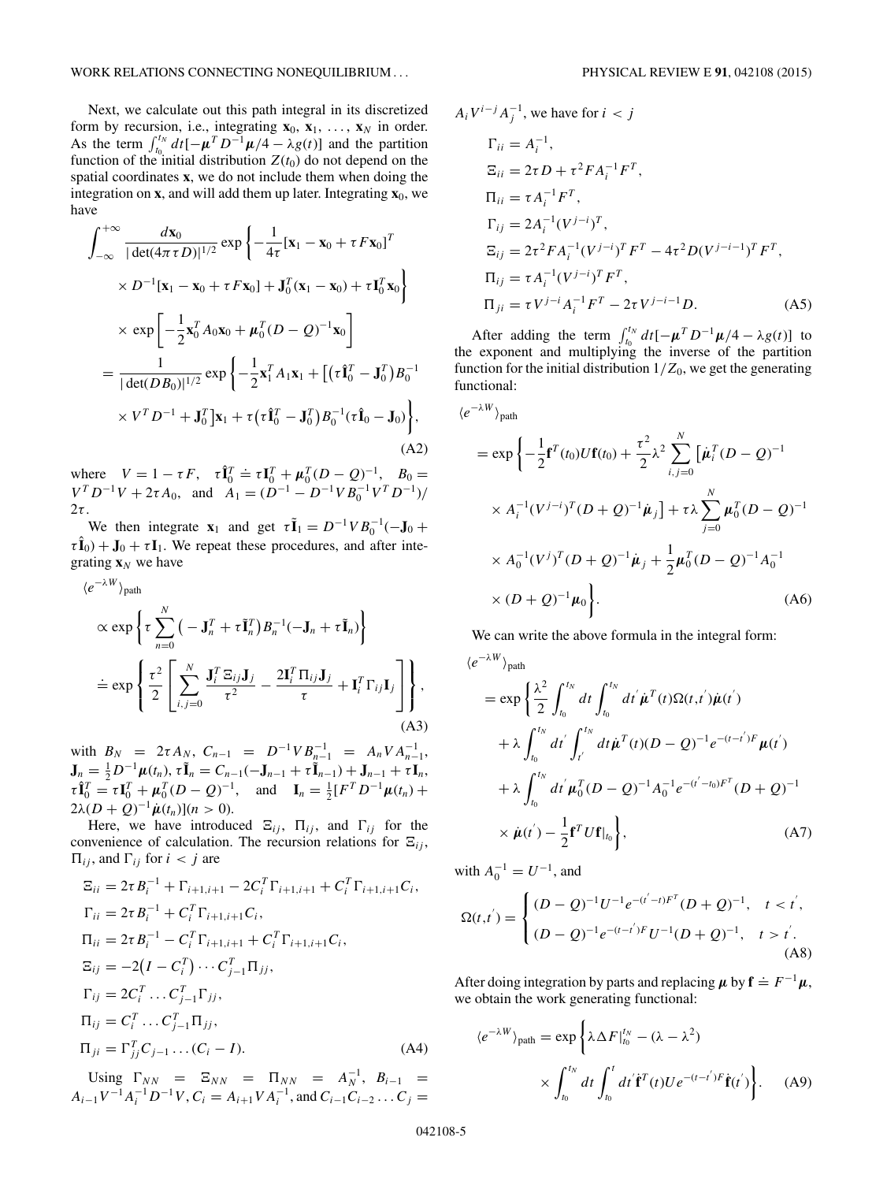Next, we calculate out this path integral in its discretized form by recursion, i.e., integrating $\mathbf{x}_0, \mathbf{x}_1, \ldots, \mathbf{x}_N$ in order. As the term $\int_{t_0}^{t_N} dt[-\boldsymbol{\mu}^T D^{-1}\boldsymbol{\mu}/4 - \lambda g(t)]$ and the partition function of the initial distribution $Z(t_0)$ do not depend on the spatial coordinates $\mathbf{x}$, we do not include them when doing the integration on $\mathbf{x}$, and will add them up later. Integrating $\mathbf{x}_0$, we have

$$
\begin{aligned}
\int_{-\infty}^{+\infty} & \frac{d\mathbf{x}_0}{|\det(4\pi\tau D)|^{1/2}} \exp\left\{-\frac{1}{4\tau}[\mathbf{x}_1 - \mathbf{x}_0 + \tau F\mathbf{x}_0]^T \right.\\
&\left. \times D^{-1}[\mathbf{x}_1 - \mathbf{x}_0 + \tau F\mathbf{x}_0] + \mathbf{J}_0^T(\mathbf{x}_1 - \mathbf{x}_0) + \tau \mathbf{I}_0^T \mathbf{x}_0\right\}\\
&\times \exp\left[-\frac{1}{2}\mathbf{x}_0^T A_0 \mathbf{x}_0 + \boldsymbol{\mu}_0^T (D-Q)^{-1}\mathbf{x}_0\right]\\
&= \frac{1}{|\det(DB_0)|^{1/2}} \exp\left\{-\frac{1}{2}\mathbf{x}_1^T A_1 \mathbf{x}_1 + \left[\left(\tau\hat{\mathbf{I}}_0^T - \mathbf{J}_0^T\right)B_0^{-1}\right.\right.\\
&\left.\left. \times V^T D^{-1} + \mathbf{J}_0^T\right]\mathbf{x}_1 + \tau\left(\tau\hat{\mathbf{I}}_0^T - \mathbf{J}_0^T\right)B_0^{-1}(\tau\hat{\mathbf{I}}_0 - \mathbf{J}_0)\right\},
\end{aligned}
\tag{A2}
$$

where $V = 1 - \tau F$, $\tau\hat{\mathbf{I}}_0^T \doteq \tau\mathbf{I}_0^T + \boldsymbol{\mu}_0^T(D-Q)^{-1}$, $B_0 = V^T D^{-1} V + 2\tau A_0$, and $A_1 = (D^{-1} - D^{-1}VB_0^{-1}V^T D^{-1})/2\tau$.

We then integrate $\mathbf{x}_1$ and get $\tau\tilde{\mathbf{I}}_1 = D^{-1}VB_0^{-1}(-\mathbf{J}_0 + \tau\hat{\mathbf{I}}_0) + \mathbf{J}_0 + \tau\mathbf{I}_1$. We repeat these procedures, and after integrating $\mathbf{x}_N$ we have

$$
\begin{aligned}
\langle e^{-\lambda W}\rangle_{\text{path}}
&\propto \exp\left\{\tau\sum_{n=0}^{N}\left(-\mathbf{J}_n^T + \tau\tilde{\mathbf{I}}_n^T\right)B_n^{-1}(-\mathbf{J}_n + \tau\tilde{\mathbf{I}}_n)\right\}\\
&\doteq \exp\left\{\frac{\tau^2}{2}\left[\sum_{i,j=0}^{N}\frac{\mathbf{J}_i^T\Xi_{ij}\mathbf{J}_j}{\tau^2} - \frac{2\mathbf{I}_i^T\Pi_{ij}\mathbf{J}_j}{\tau} + \mathbf{I}_i^T\Gamma_{ij}\mathbf{I}_j\right]\right\},
\end{aligned}
\tag{A3}
$$

with $B_N = 2\tau A_N$, $C_{n-1} = D^{-1}VB_{n-1}^{-1} = A_n V A_{n-1}^{-1}$, $\mathbf{J}_n = \frac{1}{2}D^{-1}\boldsymbol{\mu}(t_n)$, $\tau\tilde{\mathbf{I}}_n = C_{n-1}(-\mathbf{J}_{n-1} + \tau\tilde{\mathbf{I}}_{n-1}) + \mathbf{J}_{n-1} + \tau\mathbf{I}_n$, $\tau\hat{\mathbf{I}}_0^T = \tau\mathbf{I}_0^T + \boldsymbol{\mu}_0^T(D-Q)^{-1}$, and $\mathbf{I}_n = \frac{1}{2}[F^T D^{-1}\boldsymbol{\mu}(t_n) + 2\lambda(D+Q)^{-1}\dot{\boldsymbol{\mu}}(t_n)](n > 0)$.

Here, we have introduced $\Xi_{ij}$, $\Pi_{ij}$, and $\Gamma_{ij}$ for the convenience of calculation. The recursion relations for $\Xi_{ij}$, $\Pi_{ij}$, and $\Gamma_{ij}$ for $i < j$ are

$$
\begin{aligned}
\Xi_{ii} &= 2\tau B_i^{-1} + \Gamma_{i+1,i+1} - 2C_i^T\Gamma_{i+1,i+1} + C_i^T\Gamma_{i+1,i+1}C_i,\\
\Gamma_{ii} &= 2\tau B_i^{-1} + C_i^T\Gamma_{i+1,i+1}C_i,\\
\Pi_{ii} &= 2\tau B_i^{-1} - C_i^T\Gamma_{i+1,i+1} + C_i^T\Gamma_{i+1,i+1}C_i,\\
\Xi_{ij} &= -2\left(I - C_i^T\right)\cdots C_{j-1}^T\Pi_{jj},\\
\Gamma_{ij} &= 2C_i^T\ldots C_{j-1}^T\Gamma_{jj},\\
\Pi_{ij} &= C_i^T\ldots C_{j-1}^T\Pi_{jj},\\
\Pi_{ji} &= \Gamma_{jj}^T C_{j-1}\ldots(C_i - I).
\end{aligned}
\tag{A4}
$$

Using $\Gamma_{NN} = \Xi_{NN} = \Pi_{NN} = A_N^{-1}$, $B_{i-1} = A_{i-1}V^{-1}A_i^{-1}D^{-1}V$, $C_i = A_{i+1}VA_i^{-1}$, and $C_{i-1}C_{i-2}\ldots C_j = A_iV^{i-j}A_j^{-1}$, we have for $i < j$

$$
\begin{aligned}
\Gamma_{ii} &= A_i^{-1},\\
\Xi_{ii} &= 2\tau D + \tau^2 F A_i^{-1}F^T,\\
\Pi_{ii} &= \tau A_i^{-1}F^T,\\
\Gamma_{ij} &= 2A_i^{-1}(V^{j-i})^T,\\
\Xi_{ij} &= 2\tau^2 F A_i^{-1}(V^{j-i})^T F^T - 4\tau^2 D(V^{j-i-1})^T F^T,\\
\Pi_{ij} &= \tau A_i^{-1}(V^{j-i})^T F^T,\\
\Pi_{ji} &= \tau V^{j-i}A_i^{-1}F^T - 2\tau V^{j-i-1}D.
\end{aligned}
\tag{A5}
$$

After adding the term $\int_{t_0}^{t_N} dt[-\boldsymbol{\mu}^T D^{-1}\boldsymbol{\mu}/4 - \lambda g(t)]$ to the exponent and multiplying the inverse of the partition function for the initial distribution $1/Z_0$, we get the generating functional:

$$
\begin{aligned}
\langle e^{-\lambda W}\rangle_{\text{path}}
&= \exp\left\{-\frac{1}{2}\mathbf{f}^T(t_0)U\mathbf{f}(t_0) + \frac{\tau^2}{2}\lambda^2\sum_{i,j=0}^{N}\left[\dot{\boldsymbol{\mu}}_i^T(D-Q)^{-1}\right.\right.\\
&\left.\times A_i^{-1}(V^{j-i})^T(D+Q)^{-1}\dot{\boldsymbol{\mu}}_j\right] + \tau\lambda\sum_{j=0}^{N}\boldsymbol{\mu}_0^T(D-Q)^{-1}\\
&\times A_0^{-1}(V^j)^T(D+Q)^{-1}\dot{\boldsymbol{\mu}}_j + \frac{1}{2}\boldsymbol{\mu}_0^T(D-Q)^{-1}A_0^{-1}\\
&\left.\times(D+Q)^{-1}\boldsymbol{\mu}_0\right\}.
\end{aligned}
\tag{A6}
$$

We can write the above formula in the integral form:

$$
\begin{aligned}
\langle e^{-\lambda W}\rangle_{\text{path}}
&= \exp\left\{\frac{\lambda^2}{2}\int_{t_0}^{t_N}dt\int_{t_0}^{t_N}dt'\dot{\boldsymbol{\mu}}^T(t)\Omega(t,t')\dot{\boldsymbol{\mu}}(t')\right.\\
&+ \lambda\int_{t_0}^{t_N}dt'\int_{t'}^{t_N}dt\dot{\boldsymbol{\mu}}^T(t)(D-Q)^{-1}e^{-(t-t')F}\boldsymbol{\mu}(t')\\
&+ \lambda\int_{t_0}^{t_N}dt'\boldsymbol{\mu}_0^T(D-Q)^{-1}A_0^{-1}e^{-(t'-t_0)F^T}(D+Q)^{-1}\\
&\left.\times\dot{\boldsymbol{\mu}}(t') - \frac{1}{2}\mathbf{f}^T U\mathbf{f}|_{t_0}\right\},
\end{aligned}
\tag{A7}
$$

with $A_0^{-1} = U^{-1}$, and

$$
\Omega(t,t') = \begin{cases}(D-Q)^{-1}U^{-1}e^{-(t'-t)F^T}(D+Q)^{-1}, & t < t',\\ (D-Q)^{-1}e^{-(t-t')F}U^{-1}(D+Q)^{-1}, & t > t'.\end{cases}
\tag{A8}
$$

After doing integration by parts and replacing $\boldsymbol{\mu}$ by $\mathbf{f} \doteq F^{-1}\boldsymbol{\mu}$, we obtain the work generating functional:

$$
\begin{aligned}
\langle e^{-\lambda W}\rangle_{\text{path}} &= \exp\left\{\lambda\Delta F|_{t_0}^{t_N} - (\lambda - \lambda^2)\right.\\
&\left.\times\int_{t_0}^{t_N}dt\int_{t_0}^{t}dt'\dot{\mathbf{f}}^T(t)Ue^{-(t-t')F}\dot{\mathbf{f}}(t')\right\}.
\end{aligned}
\tag{A9}
$$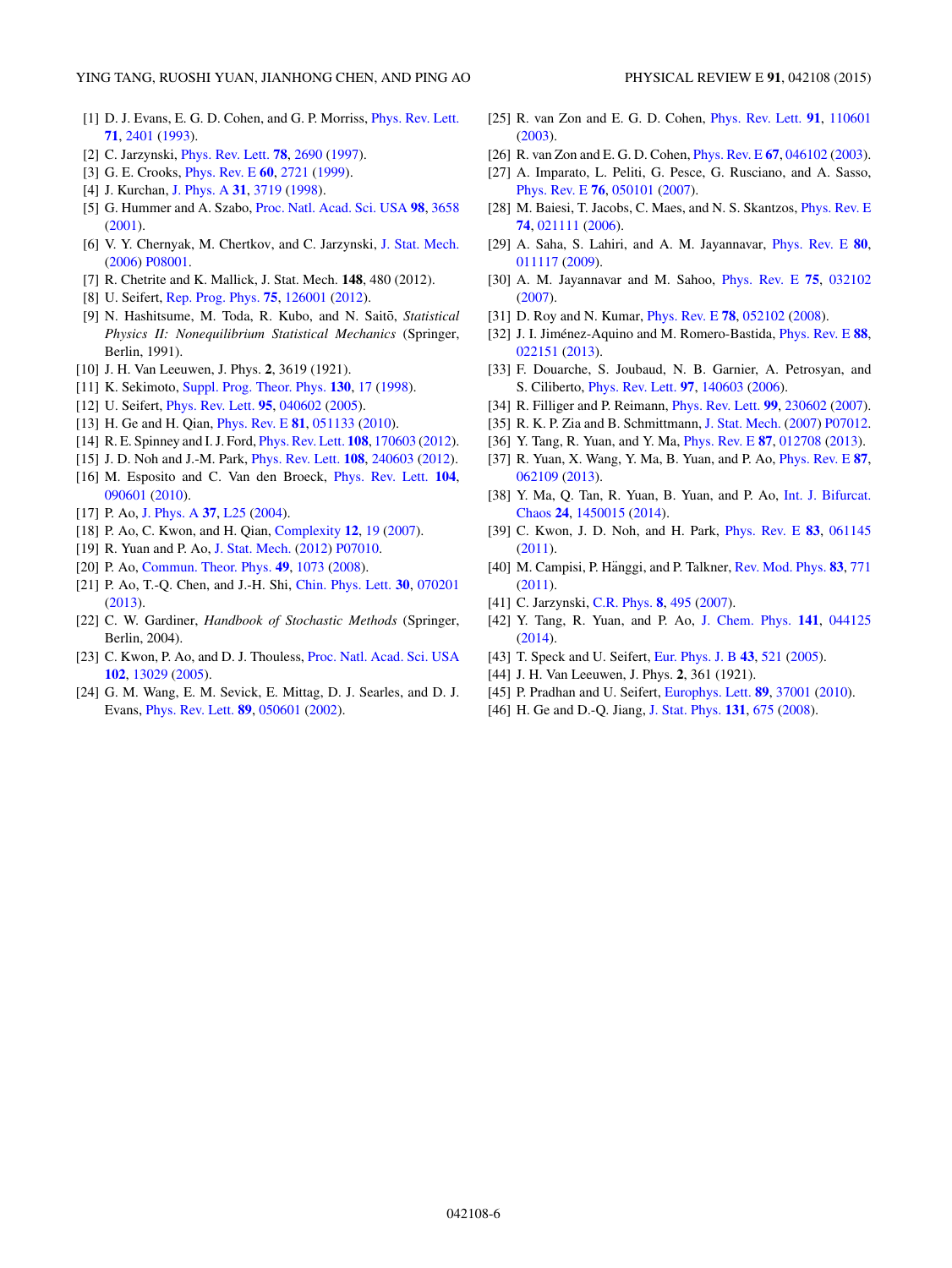[1] D. J. Evans, E. G. D. Cohen, and G. P. Morriss, Phys. Rev. Lett. **71**, 2401 (1993).

[2] C. Jarzynski, Phys. Rev. Lett. **78**, 2690 (1997).

[3] G. E. Crooks, Phys. Rev. E **60**, 2721 (1999).

[4] J. Kurchan, J. Phys. A **31**, 3719 (1998).

[5] G. Hummer and A. Szabo, Proc. Natl. Acad. Sci. USA **98**, 3658 (2001).

[6] V. Y. Chernyak, M. Chertkov, and C. Jarzynski, J. Stat. Mech. (2006) P08001.

[7] R. Chetrite and K. Mallick, J. Stat. Mech. **148**, 480 (2012).

[8] U. Seifert, Rep. Prog. Phys. **75**, 126001 (2012).

[9] N. Hashitsume, M. Toda, R. Kubo, and N. Saitō, *Statistical Physics II: Nonequilibrium Statistical Mechanics* (Springer, Berlin, 1991).

[10] J. H. Van Leeuwen, J. Phys. **2**, 3619 (1921).

[11] K. Sekimoto, Suppl. Prog. Theor. Phys. **130**, 17 (1998).

[12] U. Seifert, Phys. Rev. Lett. **95**, 040602 (2005).

[13] H. Ge and H. Qian, Phys. Rev. E **81**, 051133 (2010).

[14] R. E. Spinney and I. J. Ford, Phys. Rev. Lett. **108**, 170603 (2012).

[15] J. D. Noh and J.-M. Park, Phys. Rev. Lett. **108**, 240603 (2012).

[16] M. Esposito and C. Van den Broeck, Phys. Rev. Lett. **104**, 090601 (2010).

[17] P. Ao, J. Phys. A **37**, L25 (2004).

[18] P. Ao, C. Kwon, and H. Qian, Complexity **12**, 19 (2007).

[19] R. Yuan and P. Ao, J. Stat. Mech. (2012) P07010.

[20] P. Ao, Commun. Theor. Phys. **49**, 1073 (2008).

[21] P. Ao, T.-Q. Chen, and J.-H. Shi, Chin. Phys. Lett. **30**, 070201 (2013).

[22] C. W. Gardiner, *Handbook of Stochastic Methods* (Springer, Berlin, 2004).

[23] C. Kwon, P. Ao, and D. J. Thouless, Proc. Natl. Acad. Sci. USA **102**, 13029 (2005).

[24] G. M. Wang, E. M. Sevick, E. Mittag, D. J. Searles, and D. J. Evans, Phys. Rev. Lett. **89**, 050601 (2002).

[25] R. van Zon and E. G. D. Cohen, Phys. Rev. Lett. **91**, 110601 (2003).

[26] R. van Zon and E. G. D. Cohen, Phys. Rev. E **67**, 046102 (2003).

[27] A. Imparato, L. Peliti, G. Pesce, G. Rusciano, and A. Sasso, Phys. Rev. E **76**, 050101 (2007).

[28] M. Baiesi, T. Jacobs, C. Maes, and N. S. Skantzos, Phys. Rev. E **74**, 021111 (2006).

[29] A. Saha, S. Lahiri, and A. M. Jayannavar, Phys. Rev. E **80**, 011117 (2009).

[30] A. M. Jayannavar and M. Sahoo, Phys. Rev. E **75**, 032102 (2007).

[31] D. Roy and N. Kumar, Phys. Rev. E **78**, 052102 (2008).

[32] J. I. Jiménez-Aquino and M. Romero-Bastida, Phys. Rev. E **88**, 022151 (2013).

[33] F. Douarche, S. Joubaud, N. B. Garnier, A. Petrosyan, and S. Ciliberto, Phys. Rev. Lett. **97**, 140603 (2006).

[34] R. Filliger and P. Reimann, Phys. Rev. Lett. **99**, 230602 (2007).

[35] R. K. P. Zia and B. Schmittmann, J. Stat. Mech. (2007) P07012.

[36] Y. Tang, R. Yuan, and Y. Ma, Phys. Rev. E **87**, 012708 (2013).

[37] R. Yuan, X. Wang, Y. Ma, B. Yuan, and P. Ao, Phys. Rev. E **87**, 062109 (2013).

[38] Y. Ma, Q. Tan, R. Yuan, B. Yuan, and P. Ao, Int. J. Bifurcat. Chaos **24**, 1450015 (2014).

[39] C. Kwon, J. D. Noh, and H. Park, Phys. Rev. E **83**, 061145 (2011).

[40] M. Campisi, P. Hänggi, and P. Talkner, Rev. Mod. Phys. **83**, 771 (2011).

[41] C. Jarzynski, C.R. Phys. **8**, 495 (2007).

[42] Y. Tang, R. Yuan, and P. Ao, J. Chem. Phys. **141**, 044125 (2014).

[43] T. Speck and U. Seifert, Eur. Phys. J. B **43**, 521 (2005).

[44] J. H. Van Leeuwen, J. Phys. **2**, 361 (1921).

[45] P. Pradhan and U. Seifert, Europhys. Lett. **89**, 37001 (2010).

[46] H. Ge and D.-Q. Jiang, J. Stat. Phys. **131**, 675 (2008).